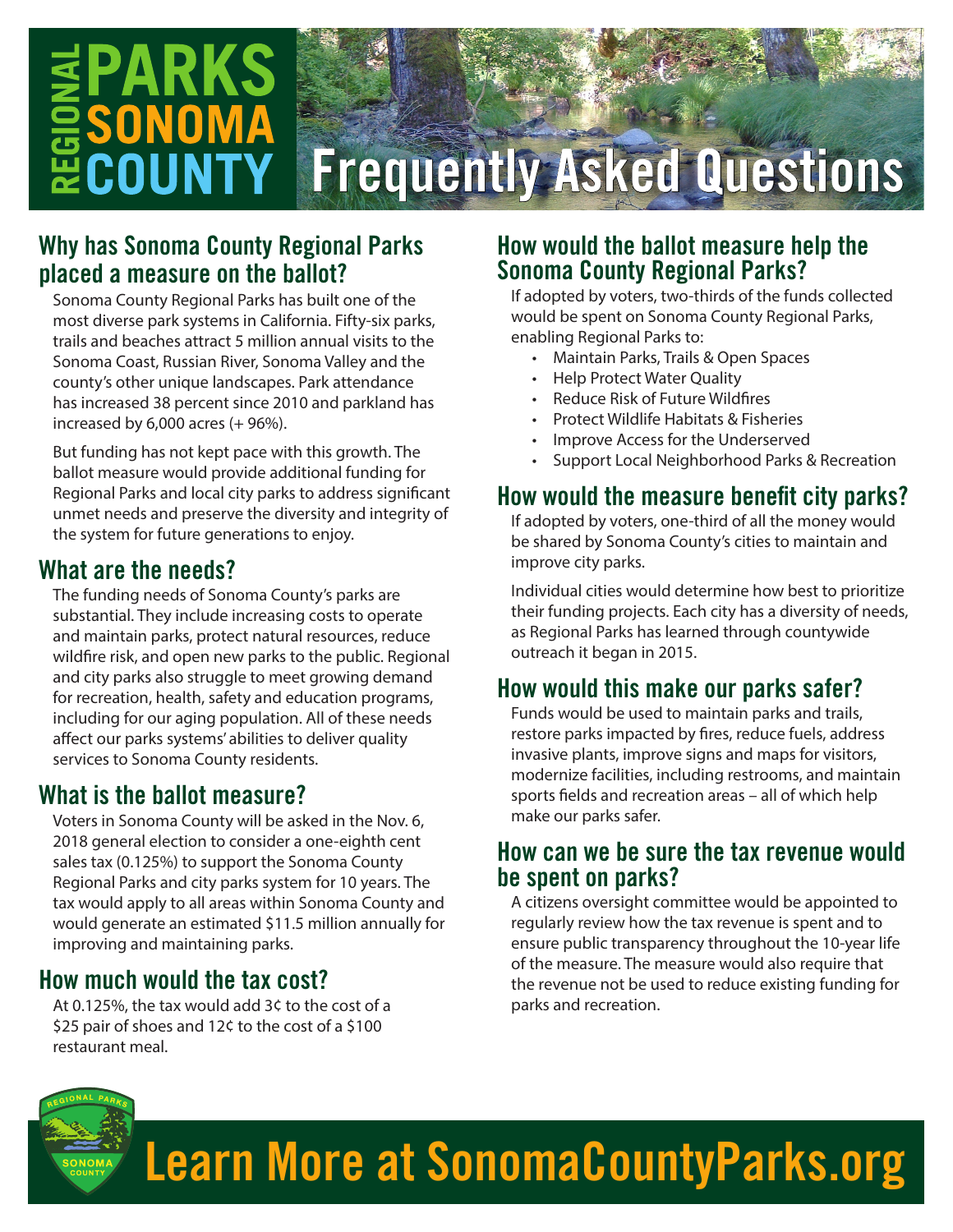# REGIONAL PARKS SONOMA COUNTY Frequently Asked Questions

## Why has Sonoma County Regional Parks placed a measure on the ballot?

Sonoma County Regional Parks has built one of the most diverse park systems in California. Fifty-six parks, trails and beaches attract 5 million annual visits to the Sonoma Coast, Russian River, Sonoma Valley and the county's other unique landscapes. Park attendance has increased 38 percent since 2010 and parkland has increased by 6,000 acres (+ 96%).

But funding has not kept pace with this growth. The ballot measure would provide additional funding for Regional Parks and local city parks to address significant unmet needs and preserve the diversity and integrity of the system for future generations to enjoy.

## What are the needs?

The funding needs of Sonoma County's parks are substantial. They include increasing costs to operate and maintain parks, protect natural resources, reduce wildfire risk, and open new parks to the public. Regional and city parks also struggle to meet growing demand for recreation, health, safety and education programs, including for our aging population. All of these needs affect our parks systems' abilities to deliver quality services to Sonoma County residents.

## What is the ballot measure?

Voters in Sonoma County will be asked in the Nov. 6, 2018 general election to consider a one-eighth cent sales tax (0.125%) to support the Sonoma County Regional Parks and city parks system for 10 years. The tax would apply to all areas within Sonoma County and would generate an estimated $11.5 million annually for improving and maintaining parks.

## How much would the tax cost?

At 0.125%, the tax would add 3¢ to the cost of a $25 pair of shoes and 12¢ to the cost of a $100 restaurant meal.

## How would the ballot measure help the Sonoma County Regional Parks?

If adopted by voters, two-thirds of the funds collected would be spent on Sonoma County Regional Parks, enabling Regional Parks to:

- Maintain Parks, Trails & Open Spaces
- Help Protect Water Quality
- Reduce Risk of Future Wildfires
- Protect Wildlife Habitats & Fisheries
- Improve Access for the Underserved
- Support Local Neighborhood Parks & Recreation

## How would the measure benefit city parks?

If adopted by voters, one-third of all the money would be shared by Sonoma County's cities to maintain and improve city parks.

Individual cities would determine how best to prioritize their funding projects. Each city has a diversity of needs, as Regional Parks has learned through countywide outreach it began in 2015.

## How would this make our parks safer?

Funds would be used to maintain parks and trails, restore parks impacted by fires, reduce fuels, address invasive plants, improve signs and maps for visitors, modernize facilities, including restrooms, and maintain sports fields and recreation areas – all of which help make our parks safer.

## How can we be sure the tax revenue would be spent on parks?

A citizens oversight committee would be appointed to regularly review how the tax revenue is spent and to ensure public transparency throughout the 10-year life of the measure. The measure would also require that the revenue not be used to reduce existing funding for parks and recreation.

**Learn More at SonomaCountyParks.org**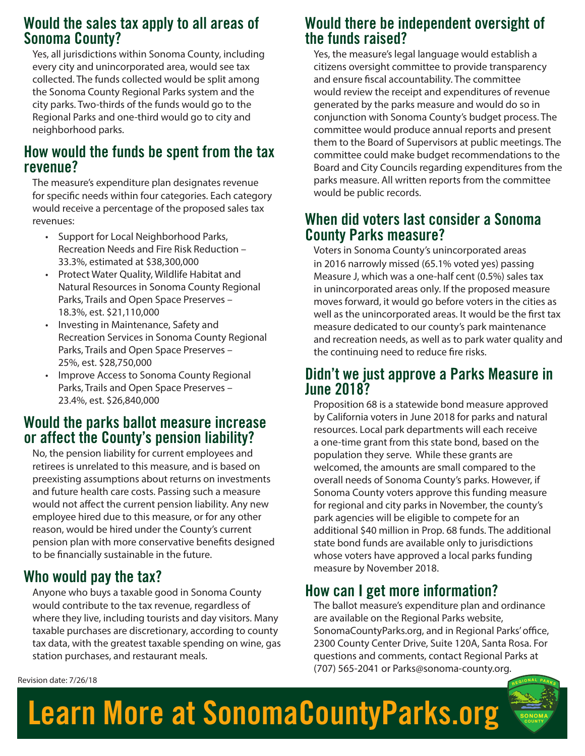## Would the sales tax apply to all areas of Sonoma County?

Yes, all jurisdictions within Sonoma County, including every city and unincorporated area, would see tax collected. The funds collected would be split among the Sonoma County Regional Parks system and the city parks. Two-thirds of the funds would go to the Regional Parks and one-third would go to city and neighborhood parks.

## How would the funds be spent from the tax revenue?

The measure's expenditure plan designates revenue for specific needs within four categories. Each category would receive a percentage of the proposed sales tax revenues:

- Support for Local Neighborhood Parks, Recreation Needs and Fire Risk Reduction – 33.3%, estimated at $38,300,000
- Protect Water Quality, Wildlife Habitat and Natural Resources in Sonoma County Regional Parks, Trails and Open Space Preserves – 18.3%, est. $21,110,000
- Investing in Maintenance, Safety and Recreation Services in Sonoma County Regional Parks, Trails and Open Space Preserves – 25%, est. $28,750,000
- Improve Access to Sonoma County Regional Parks, Trails and Open Space Preserves – 23.4%, est. $26,840,000

## Would the parks ballot measure increase or affect the County's pension liability?

No, the pension liability for current employees and retirees is unrelated to this measure, and is based on preexisting assumptions about returns on investments and future health care costs. Passing such a measure would not affect the current pension liability. Any new employee hired due to this measure, or for any other reason, would be hired under the County's current pension plan with more conservative benefits designed to be financially sustainable in the future.

## Who would pay the tax?

Anyone who buys a taxable good in Sonoma County would contribute to the tax revenue, regardless of where they live, including tourists and day visitors. Many taxable purchases are discretionary, according to county tax data, with the greatest taxable spending on wine, gas station purchases, and restaurant meals.

## Would there be independent oversight of the funds raised?

Yes, the measure's legal language would establish a citizens oversight committee to provide transparency and ensure fiscal accountability. The committee would review the receipt and expenditures of revenue generated by the parks measure and would do so in conjunction with Sonoma County's budget process. The committee would produce annual reports and present them to the Board of Supervisors at public meetings. The committee could make budget recommendations to the Board and City Councils regarding expenditures from the parks measure. All written reports from the committee would be public records.

## When did voters last consider a Sonoma County Parks measure?

Voters in Sonoma County's unincorporated areas in 2016 narrowly missed (65.1% voted yes) passing Measure J, which was a one-half cent (0.5%) sales tax in unincorporated areas only. If the proposed measure moves forward, it would go before voters in the cities as well as the unincorporated areas. It would be the first tax measure dedicated to our county's park maintenance and recreation needs, as well as to park water quality and the continuing need to reduce fire risks.

## Didn't we just approve a Parks Measure in June 2018?

Proposition 68 is a statewide bond measure approved by California voters in June 2018 for parks and natural resources. Local park departments will each receive a one-time grant from this state bond, based on the population they serve. While these grants are welcomed, the amounts are small compared to the overall needs of Sonoma County's parks. However, if Sonoma County voters approve this funding measure for regional and city parks in November, the county's park agencies will be eligible to compete for an additional $40 million in Prop. 68 funds. The additional state bond funds are available only to jurisdictions whose voters have approved a local parks funding measure by November 2018.

## How can I get more information?

The ballot measure's expenditure plan and ordinance are available on the Regional Parks website, SonomaCountyParks.org, and in Regional Parks' office, 2300 County Center Drive, Suite 120A, Santa Rosa. For questions and comments, contact Regional Parks at (707) 565-2041 or Parks@sonoma-county.org.

Revision date: 7/26/18

# Learn More at SonomaCountyParks.org